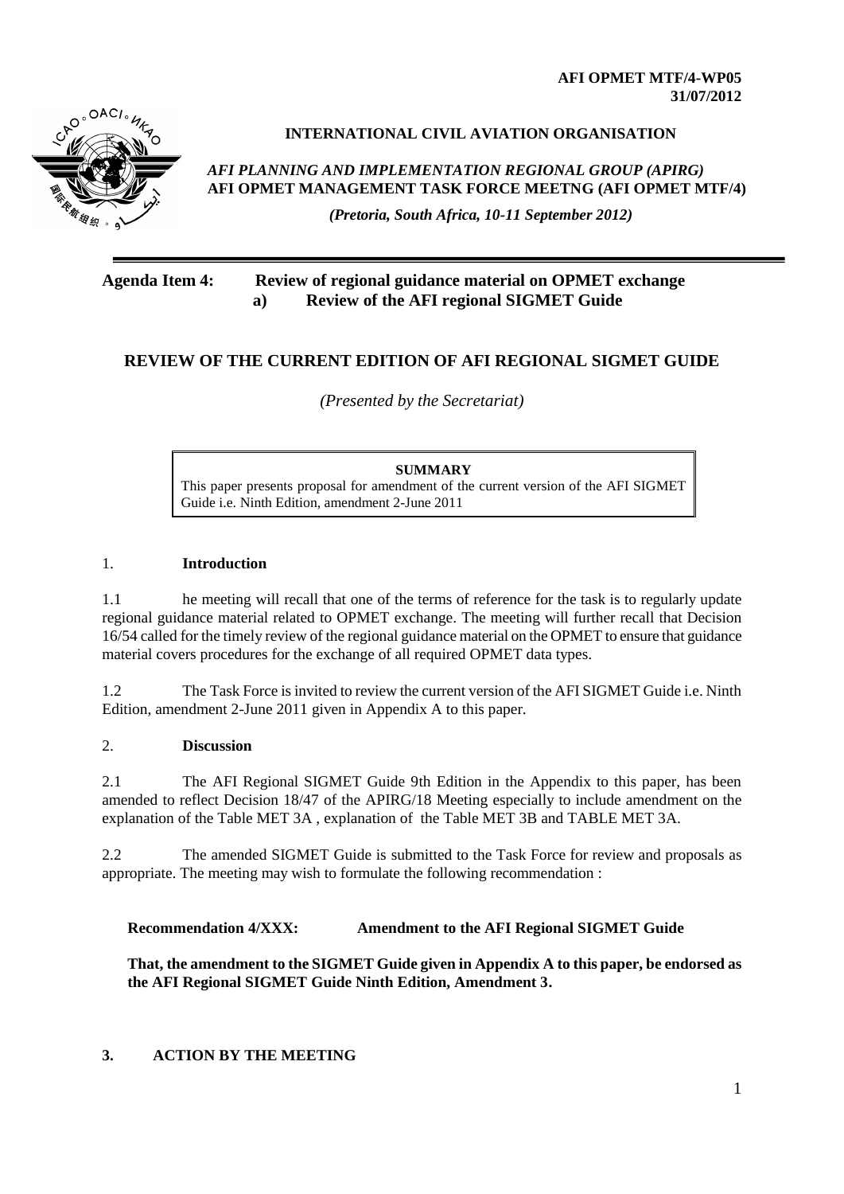**AFI OPMET MTF/4-WP05**
**31/07/2012**

**INTERNATIONAL CIVIL AVIATION ORGANISATION**

***AFI PLANNING AND IMPLEMENTATION REGIONAL GROUP (APIRG)***
**AFI OPMET MANAGEMENT TASK FORCE MEETNG (AFI OPMET MTF/4)**

***(Pretoria, South Africa, 10-11 September 2012)***

---

**Agenda Item 4: Review of regional guidance material on OPMET exchange**
**a) Review of the AFI regional SIGMET Guide**

## REVIEW OF THE CURRENT EDITION OF AFI REGIONAL SIGMET GUIDE

*(Presented by the Secretariat)*

> **SUMMARY**
> This paper presents proposal for amendment of the current version of the AFI SIGMET Guide i.e. Ninth Edition, amendment 2-June 2011

### 1. Introduction

1.1 he meeting will recall that one of the terms of reference for the task is to regularly update regional guidance material related to OPMET exchange. The meeting will further recall that Decision 16/54 called for the timely review of the regional guidance material on the OPMET to ensure that guidance material covers procedures for the exchange of all required OPMET data types.

1.2 The Task Force is invited to review the current version of the AFI SIGMET Guide i.e. Ninth Edition, amendment 2-June 2011 given in Appendix A to this paper.

### 2. Discussion

2.1 The AFI Regional SIGMET Guide 9th Edition in the Appendix to this paper, has been amended to reflect Decision 18/47 of the APIRG/18 Meeting especially to include amendment on the explanation of the Table MET 3A , explanation of the Table MET 3B and TABLE MET 3A.

2.2 The amended SIGMET Guide is submitted to the Task Force for review and proposals as appropriate. The meeting may wish to formulate the following recommendation :

**Recommendation 4/XXX: Amendment to the AFI Regional SIGMET Guide**

**That, the amendment to the SIGMET Guide given in Appendix A to this paper, be endorsed as the AFI Regional SIGMET Guide Ninth Edition, Amendment 3.**

### 3. ACTION BY THE MEETING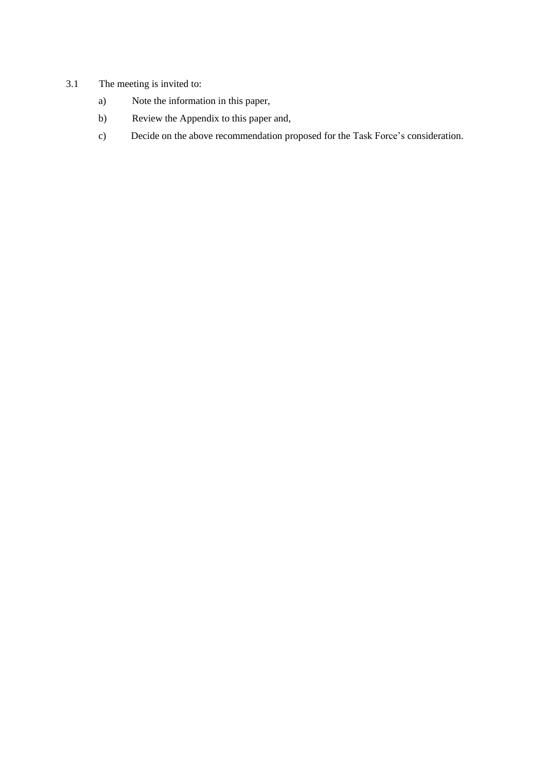3.1 The meeting is invited to:

a) Note the information in this paper,

b) Review the Appendix to this paper and,

c) Decide on the above recommendation proposed for the Task Force's consideration.